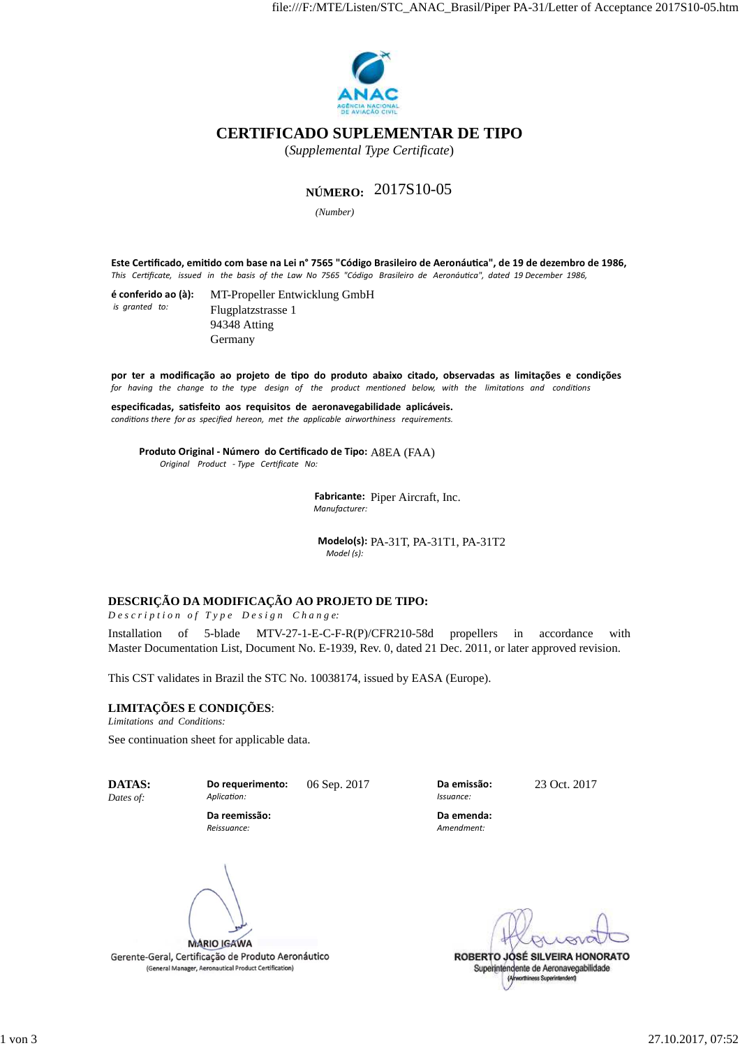ANAC
AGÊNCIA NACIONAL DE AVIAÇÃO CIVIL

# CERTIFICADO SUPLEMENTAR DE TIPO

(*Supplemental Type Certificate*)

**NÚMERO:** 2017S10-05
*(Number)*

**Este Certificado, emitido com base na Lei n° 7565 "Código Brasileiro de Aeronáutica", de 19 de dezembro de 1986,**
*This Certificate, issued in the basis of the Law No 7565 "Código Brasileiro de Aeronáutica", dated 19 December 1986,*

**é conferido ao (à):** *is granted to:*
MT-Propeller Entwicklung GmbH
Flugplatzstrasse 1
94348 Atting
Germany

**por ter a modificação ao projeto de tipo do produto abaixo citado, observadas as limitações e condições**
*for having the change to the type design of the product mentioned below, with the limitations and conditions*

**especificadas, satisfeito aos requisitos de aeronavegabilidade aplicáveis.**
*conditions there for as specified hereon, met the applicable airworthiness requirements.*

**Produto Original - Número do Certificado de Tipo:** A8EA (FAA)
*Original Product - Type Certificate No:*

**Fabricante:** Piper Aircraft, Inc.
*Manufacturer:*

**Modelo(s):** PA-31T, PA-31T1, PA-31T2
*Model (s):*

## DESCRIÇÃO DA MODIFICAÇÃO AO PROJETO DE TIPO:

*Description of Type Design Change:*

Installation of 5-blade MTV-27-1-E-C-F-R(P)/CFR210-58d propellers in accordance with Master Documentation List, Document No. E-1939, Rev. 0, dated 21 Dec. 2011, or later approved revision.

This CST validates in Brazil the STC No. 10038174, issued by EASA (Europe).

## LIMITAÇÕES E CONDIÇÕES:

*Limitations and Conditions:*

See continuation sheet for applicable data.

**DATAS:** *Dates of:*

**Do requerimento:** *Aplication:* 06 Sep. 2017

**Da emissão:** *Issuance:* 23 Oct. 2017

**Da reemissão:** *Reissuance:*

**Da emenda:** *Amendment:*

MARIO IGAWA
Gerente-Geral, Certificação de Produto Aeronáutico
(General Manager, Aeronautical Product Certification)

ROBERTO JOSÉ SILVEIRA HONORATO
Superintendente de Aeronavegabilidade
(Airworthiness Superintendent)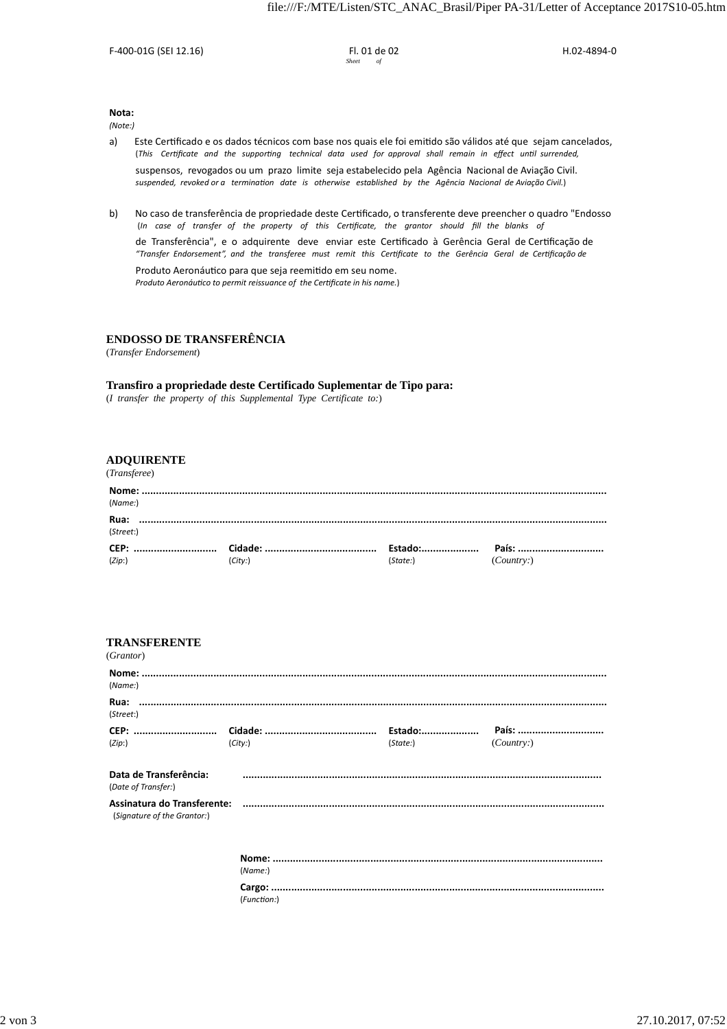F-400-01G (SEI 12.16) Fl. 01 de 02 *Sheet of* H.02-4894-0

**Nota:**
*(Note:)*

a) Este Certificado e os dados técnicos com base nos quais ele foi emitido são válidos até que sejam cancelados, suspensos, revogados ou um prazo limite seja estabelecido pela Agência Nacional de Aviação Civil.
(*This Certificate and the supporting technical data used for approval shall remain in effect until surrendered, suspended, revoked or a termination date is otherwise established by the Agência Nacional de Aviação Civil.*)

b) No caso de transferência de propriedade deste Certificado, o transferente deve preencher o quadro "Endosso de Transferência", e o adquirente deve enviar este Certificado à Gerência Geral de Certificação de Produto Aeronáutico para que seja reemitido em seu nome.
(*In case of transfer of the property of this Certificate, the grantor should fill the blanks of "Transfer Endorsement", and the transferee must remit this Certificate to the Gerência Geral de Certificação de Produto Aeronáutico to permit reissuance of the Certificate in his name.*)

## ENDOSSO DE TRANSFERÊNCIA
(*Transfer Endorsement*)

**Transfiro a propriedade deste Certificado Suplementar de Tipo para:**
(*I transfer the property of this Supplemental Type Certificate to:*)

### ADQUIRENTE
(*Transferee*)

**Nome:** ..........................................................................................................................................................
(*Name:*)

**Rua:** ..........................................................................................................................................................
(*Street:*)

**CEP:** ............................ **Cidade:** ...................................... **Estado:**.................... **País:** ..............................
(*Zip:*) (*City:*) (*State:*) (*Country:*)

### TRANSFERENTE
(*Grantor*)

**Nome:** ..........................................................................................................................................................
(*Name:*)

**Rua:** ..........................................................................................................................................................
(*Street:*)

**CEP:** ............................ **Cidade:** ...................................... **Estado:**.................... **País:** ..............................
(*Zip:*) (*City:*) (*State:*) (*Country:*)

**Data de Transferência:** ..........................................................................................................................
(*Date of Transfer:*)

**Assinatura do Transferente:** ..........................................................................................................................
(*Signature of the Grantor:*)

**Nome:** ................................................................................................................
(*Name:*)

**Cargo:** ................................................................................................................
(*Function:*)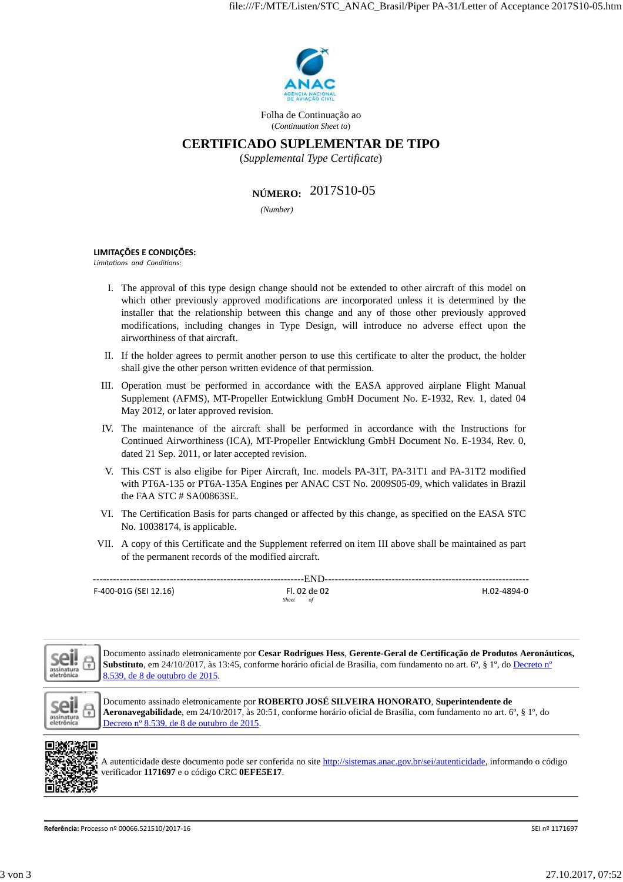Folha de Continuação ao
(*Continuation Sheet to*)

# CERTIFICADO SUPLEMENTAR DE TIPO

(*Supplemental Type Certificate*)

**NÚMERO:** 2017S10-05
*(Number)*

**LIMITAÇÕES E CONDIÇÕES:**
*Limitations and Conditions:*

I. The approval of this type design change should not be extended to other aircraft of this model on which other previously approved modifications are incorporated unless it is determined by the installer that the relationship between this change and any of those other previously approved modifications, including changes in Type Design, will introduce no adverse effect upon the airworthiness of that aircraft.

II. If the holder agrees to permit another person to use this certificate to alter the product, the holder shall give the other person written evidence of that permission.

III. Operation must be performed in accordance with the EASA approved airplane Flight Manual Supplement (AFMS), MT-Propeller Entwicklung GmbH Document No. E-1932, Rev. 1, dated 04 May 2012, or later approved revision.

IV. The maintenance of the aircraft shall be performed in accordance with the Instructions for Continued Airworthiness (ICA), MT-Propeller Entwicklung GmbH Document No. E-1934, Rev. 0, dated 21 Sep. 2011, or later accepted revision.

V. This CST is also eligibe for Piper Aircraft, Inc. models PA-31T, PA-31T1 and PA-31T2 modified with PT6A-135 or PT6A-135A Engines per ANAC CST No. 2009S05-09, which validates in Brazil the FAA STC # SA00863SE.

VI. The Certification Basis for parts changed or affected by this change, as specified on the EASA STC No. 10038174, is applicable.

VII. A copy of this Certificate and the Supplement referred on item III above shall be maintained as part of the permanent records of the modified aircraft.

-----------------------------------------------------------END-----------------------------------------------------------

F-400-01G (SEI 12.16) Fl. 02 de 02 (*Sheet of*) H.02-4894-0

Documento assinado eletronicamente por **Cesar Rodrigues Hess**, **Gerente-Geral de Certificação de Produtos Aeronáuticos, Substituto**, em 24/10/2017, às 13:45, conforme horário oficial de Brasília, com fundamento no art. 6º, § 1º, do Decreto nº 8.539, de 8 de outubro de 2015.

Documento assinado eletronicamente por **ROBERTO JOSÉ SILVEIRA HONORATO**, **Superintendente de Aeronavegabilidade**, em 24/10/2017, às 20:51, conforme horário oficial de Brasília, com fundamento no art. 6º, § 1º, do Decreto nº 8.539, de 8 de outubro de 2015.

A autenticidade deste documento pode ser conferida no site http://sistemas.anac.gov.br/sei/autenticidade, informando o código verificador **1171697** e o código CRC **0EFE5E17**.

**Referência:** Processo nº 00066.521510/2017-16 SEI nº 1171697